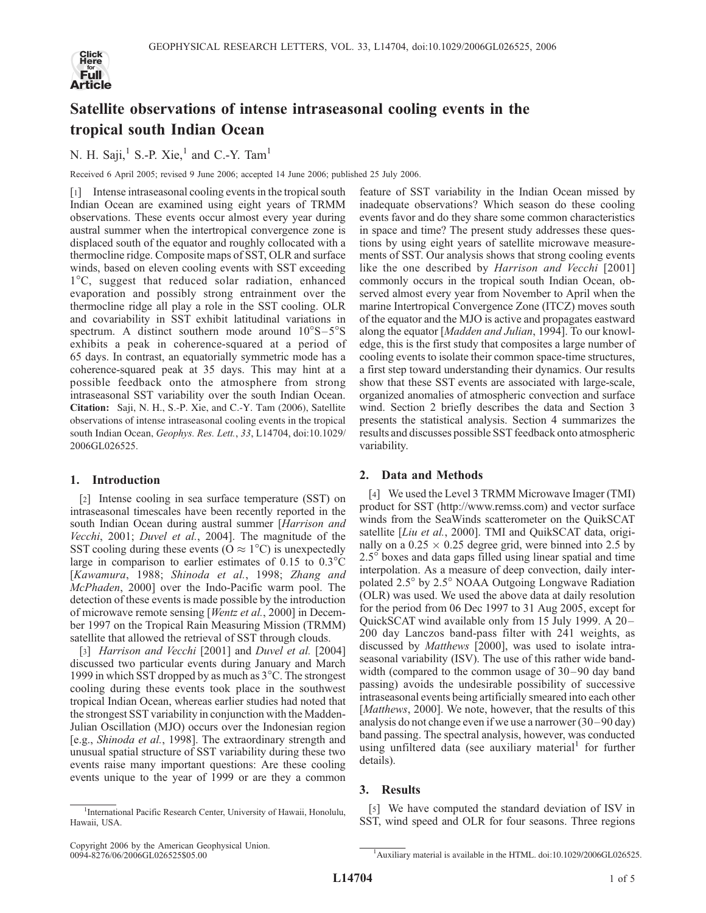# Satellite observations of intense intraseasonal cooling events in the tropical south Indian Ocean

N. H. Saji,[1] S.-P. Xie,[1] and C.-Y. Tam[1]

Received 6 April 2005; revised 9 June 2006; accepted 14 June 2006; published 25 July 2006.

[1] Intense intraseasonal cooling events in the tropical south Indian Ocean are examined using eight years of TRMM observations. These events occur almost every year during austral summer when the intertropical convergence zone is displaced south of the equator and roughly collocated with a thermocline ridge. Composite maps of SST, OLR and surface winds, based on eleven cooling events with SST exceeding 1°C, suggest that reduced solar radiation, enhanced evaporation and possibly strong entrainment over the thermocline ridge all play a role in the SST cooling. OLR and covariability in SST exhibit latitudinal variations in spectrum. A distinct southern mode around 10°S–5°S exhibits a peak in coherence-squared at a period of 65 days. In contrast, an equatorially symmetric mode has a coherence-squared peak at 35 days. This may hint at a possible feedback onto the atmosphere from strong intraseasonal SST variability over the south Indian Ocean. **Citation:** Saji, N. H., S.-P. Xie, and C.-Y. Tam (2006), Satellite observations of intense intraseasonal cooling events in the tropical south Indian Ocean, *Geophys. Res. Lett.*, *33*, L14704, doi:10.1029/2006GL026525.

## 1. Introduction

[2] Intense cooling in sea surface temperature (SST) on intraseasonal timescales have been recently reported in the south Indian Ocean during austral summer [*Harrison and Vecchi*, 2001; *Duvel et al.*, 2004]. The magnitude of the SST cooling during these events (O ≈ 1°C) is unexpectedly large in comparison to earlier estimates of 0.15 to 0.3°C [*Kawamura*, 1988; *Shinoda et al.*, 1998; *Zhang and McPhaden*, 2000] over the Indo-Pacific warm pool. The detection of these events is made possible by the introduction of microwave remote sensing [*Wentz et al.*, 2000] in December 1997 on the Tropical Rain Measuring Mission (TRMM) satellite that allowed the retrieval of SST through clouds.

[3] *Harrison and Vecchi* [2001] and *Duvel et al.* [2004] discussed two particular events during January and March 1999 in which SST dropped by as much as 3°C. The strongest cooling during these events took place in the southwest tropical Indian Ocean, whereas earlier studies had noted that the strongest SST variability in conjunction with the Madden-Julian Oscillation (MJO) occurs over the Indonesian region [e.g., *Shinoda et al.*, 1998]. The extraordinary strength and unusual spatial structure of SST variability during these two events raise many important questions: Are these cooling events unique to the year of 1999 or are they a common feature of SST variability in the Indian Ocean missed by inadequate observations? Which season do these cooling events favor and do they share some common characteristics in space and time? The present study addresses these questions by using eight years of satellite microwave measurements of SST. Our analysis shows that strong cooling events like the one described by *Harrison and Vecchi* [2001] commonly occurs in the tropical south Indian Ocean, observed almost every year from November to April when the marine Intertropical Convergence Zone (ITCZ) moves south of the equator and the MJO is active and propagates eastward along the equator [*Madden and Julian*, 1994]. To our knowledge, this is the first study that composites a large number of cooling events to isolate their common space-time structures, a first step toward understanding their dynamics. Our results show that these SST events are associated with large-scale, organized anomalies of atmospheric convection and surface wind. Section 2 briefly describes the data and Section 3 presents the statistical analysis. Section 4 summarizes the results and discusses possible SST feedback onto atmospheric variability.

## 2. Data and Methods

[4] We used the Level 3 TRMM Microwave Imager (TMI) product for SST (http://www.remss.com) and vector surface winds from the SeaWinds scatterometer on the QuikSCAT satellite [*Liu et al.*, 2000]. TMI and QuikSCAT data, originally on a 0.25 × 0.25 degree grid, were binned into 2.5 by 2.5° boxes and data gaps filled using linear spatial and time interpolation. As a measure of deep convection, daily interpolated 2.5° by 2.5° NOAA Outgoing Longwave Radiation (OLR) was used. We used the above data at daily resolution for the period from 06 Dec 1997 to 31 Aug 2005, except for QuickSCAT wind available only from 15 July 1999. A 20–200 day Lanczos band-pass filter with 241 weights, as discussed by *Matthews* [2000], was used to isolate intraseasonal variability (ISV). The use of this rather wide bandwidth (compared to the common usage of 30–90 day band passing) avoids the undesirable possibility of successive intraseasonal events being artificially smeared into each other [*Matthews*, 2000]. We note, however, that the results of this analysis do not change even if we use a narrower (30–90 day) band passing. The spectral analysis, however, was conducted using unfiltered data (see auxiliary material[1] for further details).

## 3. Results

[5] We have computed the standard deviation of ISV in SST, wind speed and OLR for four seasons. Three regions

[1]International Pacific Research Center, University of Hawaii, Honolulu, Hawaii, USA.

Copyright 2006 by the American Geophysical Union.
0094-8276/06/2006GL026525$05.00

[1]Auxiliary material is available in the HTML. doi:10.1029/2006GL026525.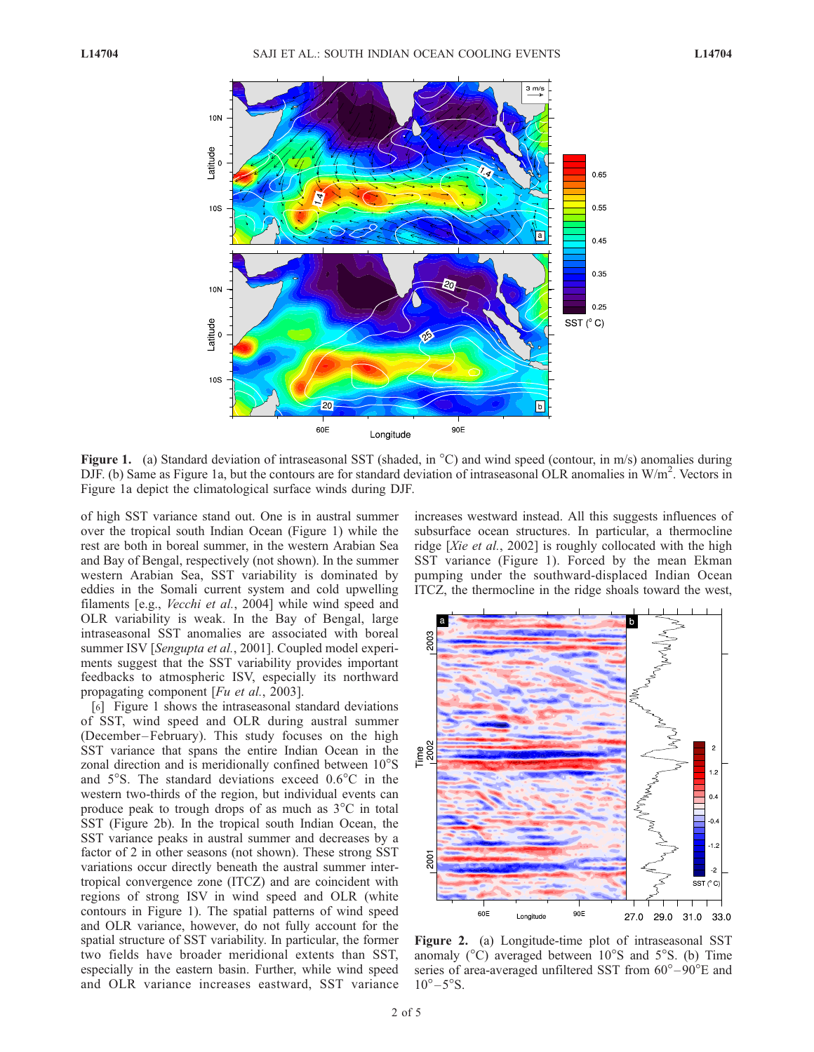Figure 1. (a) Standard deviation of intraseasonal SST (shaded, in °C) and wind speed (contour, in m/s) anomalies during DJF. (b) Same as Figure 1a, but the contours are for standard deviation of intraseasonal OLR anomalies in W/m$^2$. Vectors in Figure 1a depict the climatological surface winds during DJF.

of high SST variance stand out. One is in austral summer over the tropical south Indian Ocean (Figure 1) while the rest are both in boreal summer, in the western Arabian Sea and Bay of Bengal, respectively (not shown). In the summer western Arabian Sea, SST variability is dominated by eddies in the Somali current system and cold upwelling filaments [e.g., *Vecchi et al.*, 2004] while wind speed and OLR variability is weak. In the Bay of Bengal, large intraseasonal SST anomalies are associated with boreal summer ISV [*Sengupta et al.*, 2001]. Coupled model experiments suggest that the SST variability provides important feedbacks to atmospheric ISV, especially its northward propagating component [*Fu et al.*, 2003].

[6] Figure 1 shows the intraseasonal standard deviations of SST, wind speed and OLR during austral summer (December–February). This study focuses on the high SST variance that spans the entire Indian Ocean in the zonal direction and is meridionally confined between 10°S and 5°S. The standard deviations exceed 0.6°C in the western two-thirds of the region, but individual events can produce peak to trough drops of as much as 3°C in total SST (Figure 2b). In the tropical south Indian Ocean, the SST variance peaks in austral summer and decreases by a factor of 2 in other seasons (not shown). These strong SST variations occur directly beneath the austral summer intertropical convergence zone (ITCZ) and are coincident with regions of strong ISV in wind speed and OLR (white contours in Figure 1). The spatial patterns of wind speed and OLR variance, however, do not fully account for the spatial structure of SST variability. In particular, the former two fields have broader meridional extents than SST, especially in the eastern basin. Further, while wind speed and OLR variance increases eastward, SST variance increases westward instead. All this suggests influences of subsurface ocean structures. In particular, a thermocline ridge [*Xie et al.*, 2002] is roughly collocated with the high SST variance (Figure 1). Forced by the mean Ekman pumping under the southward-displaced Indian Ocean ITCZ, the thermocline in the ridge shoals toward the west,

Figure 2. (a) Longitude-time plot of intraseasonal SST anomaly (°C) averaged between 10°S and 5°S. (b) Time series of area-averaged unfiltered SST from 60°–90°E and 10°–5°S.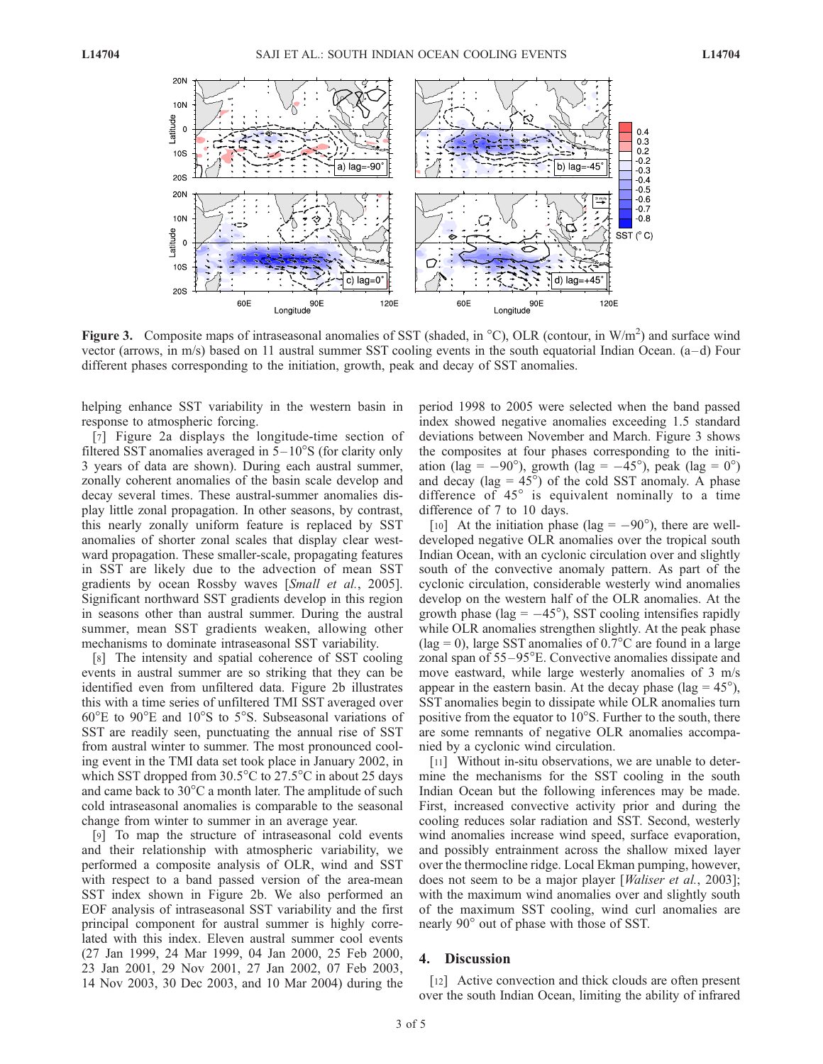**Figure 3.** Composite maps of intraseasonal anomalies of SST (shaded, in °C), OLR (contour, in $W/m^2$) and surface wind vector (arrows, in m/s) based on 11 austral summer SST cooling events in the south equatorial Indian Ocean. (a–d) Four different phases corresponding to the initiation, growth, peak and decay of SST anomalies.

helping enhance SST variability in the western basin in response to atmospheric forcing.

[7] Figure 2a displays the longitude-time section of filtered SST anomalies averaged in 5–10°S (for clarity only 3 years of data are shown). During each austral summer, zonally coherent anomalies of the basin scale develop and decay several times. These austral-summer anomalies display little zonal propagation. In other seasons, by contrast, this nearly zonally uniform feature is replaced by SST anomalies of shorter zonal scales that display clear westward propagation. These smaller-scale, propagating features in SST are likely due to the advection of mean SST gradients by ocean Rossby waves [*Small et al.*, 2005]. Significant northward SST gradients develop in this region in seasons other than austral summer. During the austral summer, mean SST gradients weaken, allowing other mechanisms to dominate intraseasonal SST variability.

[8] The intensity and spatial coherence of SST cooling events in austral summer are so striking that they can be identified even from unfiltered data. Figure 2b illustrates this with a time series of unfiltered TMI SST averaged over 60°E to 90°E and 10°S to 5°S. Subseasonal variations of SST are readily seen, punctuating the annual rise of SST from austral winter to summer. The most pronounced cooling event in the TMI data set took place in January 2002, in which SST dropped from 30.5°C to 27.5°C in about 25 days and came back to 30°C a month later. The amplitude of such cold intraseasonal anomalies is comparable to the seasonal change from winter to summer in an average year.

[9] To map the structure of intraseasonal cold events and their relationship with atmospheric variability, we performed a composite analysis of OLR, wind and SST with respect to a band passed version of the area-mean SST index shown in Figure 2b. We also performed an EOF analysis of intraseasonal SST variability and the first principal component for austral summer is highly correlated with this index. Eleven austral summer cool events (27 Jan 1999, 24 Mar 1999, 04 Jan 2000, 25 Feb 2000, 23 Jan 2001, 29 Nov 2001, 27 Jan 2002, 07 Feb 2003, 14 Nov 2003, 30 Dec 2003, and 10 Mar 2004) during the period 1998 to 2005 were selected when the band passed index showed negative anomalies exceeding 1.5 standard deviations between November and March. Figure 3 shows the composites at four phases corresponding to the initiation (lag = −90°), growth (lag = −45°), peak (lag = 0°) and decay (lag = 45°) of the cold SST anomaly. A phase difference of 45° is equivalent nominally to a time difference of 7 to 10 days.

[10] At the initiation phase (lag = −90°), there are well-developed negative OLR anomalies over the tropical south Indian Ocean, with an cyclonic circulation over and slightly south of the convective anomaly pattern. As part of the cyclonic circulation, considerable westerly wind anomalies develop on the western half of the OLR anomalies. At the growth phase (lag = −45°), SST cooling intensifies rapidly while OLR anomalies strengthen slightly. At the peak phase (lag = 0), large SST anomalies of 0.7°C are found in a large zonal span of 55–95°E. Convective anomalies dissipate and move eastward, while large westerly anomalies of 3 m/s appear in the eastern basin. At the decay phase (lag = 45°), SST anomalies begin to dissipate while OLR anomalies turn positive from the equator to 10°S. Further to the south, there are some remnants of negative OLR anomalies accompanied by a cyclonic wind circulation.

[11] Without in-situ observations, we are unable to determine the mechanisms for the SST cooling in the south Indian Ocean but the following inferences may be made. First, increased convective activity prior and during the cooling reduces solar radiation and SST. Second, westerly wind anomalies increase wind speed, surface evaporation, and possibly entrainment across the shallow mixed layer over the thermocline ridge. Local Ekman pumping, however, does not seem to be a major player [*Waliser et al.*, 2003]; with the maximum wind anomalies over and slightly south of the maximum SST cooling, wind curl anomalies are nearly 90° out of phase with those of SST.

## 4. Discussion

[12] Active convection and thick clouds are often present over the south Indian Ocean, limiting the ability of infrared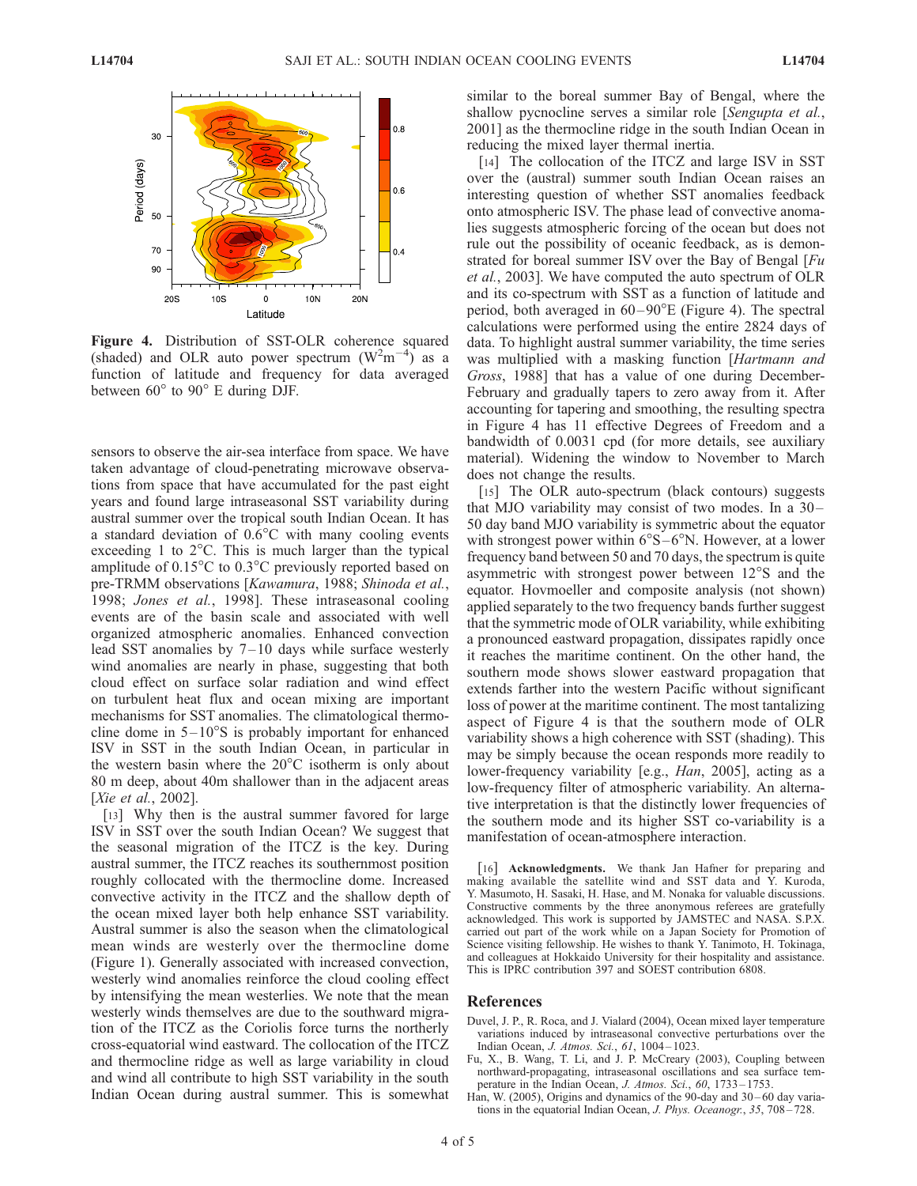**Figure 4.** Distribution of SST-OLR coherence squared (shaded) and OLR auto power spectrum ($W^2m^{-4}$) as a function of latitude and frequency for data averaged between 60° to 90° E during DJF.

sensors to observe the air-sea interface from space. We have taken advantage of cloud-penetrating microwave observations from space that have accumulated for the past eight years and found large intraseasonal SST variability during austral summer over the tropical south Indian Ocean. It has a standard deviation of 0.6°C with many cooling events exceeding 1 to 2°C. This is much larger than the typical amplitude of 0.15°C to 0.3°C previously reported based on pre-TRMM observations [*Kawamura*, 1988; *Shinoda et al.*, 1998; *Jones et al.*, 1998]. These intraseasonal cooling events are of the basin scale and associated with well organized atmospheric anomalies. Enhanced convection lead SST anomalies by 7–10 days while surface westerly wind anomalies are nearly in phase, suggesting that both cloud effect on surface solar radiation and wind effect on turbulent heat flux and ocean mixing are important mechanisms for SST anomalies. The climatological thermocline dome in 5–10°S is probably important for enhanced ISV in SST in the south Indian Ocean, in particular in the western basin where the 20°C isotherm is only about 80 m deep, about 40m shallower than in the adjacent areas [*Xie et al.*, 2002].

[13] Why then is the austral summer favored for large ISV in SST over the south Indian Ocean? We suggest that the seasonal migration of the ITCZ is the key. During austral summer, the ITCZ reaches its southernmost position roughly collocated with the thermocline dome. Increased convective activity in the ITCZ and the shallow depth of the ocean mixed layer both help enhance SST variability. Austral summer is also the season when the climatological mean winds are westerly over the thermocline dome (Figure 1). Generally associated with increased convection, westerly wind anomalies reinforce the cloud cooling effect by intensifying the mean westerlies. We note that the mean westerly winds themselves are due to the southward migration of the ITCZ as the Coriolis force turns the northerly cross-equatorial wind eastward. The collocation of the ITCZ and thermocline ridge as well as large variability in cloud and wind all contribute to high SST variability in the south Indian Ocean during austral summer. This is somewhat similar to the boreal summer Bay of Bengal, where the shallow pycnocline serves a similar role [*Sengupta et al.*, 2001] as the thermocline ridge in the south Indian Ocean in reducing the mixed layer thermal inertia.

[14] The collocation of the ITCZ and large ISV in SST over the (austral) summer south Indian Ocean raises an interesting question of whether SST anomalies feedback onto atmospheric ISV. The phase lead of convective anomalies suggests atmospheric forcing of the ocean but does not rule out the possibility of oceanic feedback, as is demonstrated for boreal summer ISV over the Bay of Bengal [*Fu et al.*, 2003]. We have computed the auto spectrum of OLR and its co-spectrum with SST as a function of latitude and period, both averaged in 60–90°E (Figure 4). The spectral calculations were performed using the entire 2824 days of data. To highlight austral summer variability, the time series was multiplied with a masking function [*Hartmann and Gross*, 1988] that has a value of one during December-February and gradually tapers to zero away from it. After accounting for tapering and smoothing, the resulting spectra in Figure 4 has 11 effective Degrees of Freedom and a bandwidth of 0.0031 cpd (for more details, see auxiliary material). Widening the window to November to March does not change the results.

[15] The OLR auto-spectrum (black contours) suggests that MJO variability may consist of two modes. In a 30–50 day band MJO variability is symmetric about the equator with strongest power within 6°S–6°N. However, at a lower frequency band between 50 and 70 days, the spectrum is quite asymmetric with strongest power between 12°S and the equator. Hovmoeller and composite analysis (not shown) applied separately to the two frequency bands further suggest that the symmetric mode of OLR variability, while exhibiting a pronounced eastward propagation, dissipates rapidly once it reaches the maritime continent. On the other hand, the southern mode shows slower eastward propagation that extends farther into the western Pacific without significant loss of power at the maritime continent. The most tantalizing aspect of Figure 4 is that the southern mode of OLR variability shows a high coherence with SST (shading). This may be simply because the ocean responds more readily to lower-frequency variability [e.g., *Han*, 2005], acting as a low-frequency filter of atmospheric variability. An alternative interpretation is that the distinctly lower frequencies of the southern mode and its higher SST co-variability is a manifestation of ocean-atmosphere interaction.

[16] **Acknowledgments.** We thank Jan Hafner for preparing and making available the satellite wind and SST data and Y. Kuroda, Y. Masumoto, H. Sasaki, H. Hase, and M. Nonaka for valuable discussions. Constructive comments by the three anonymous referees are gratefully acknowledged. This work is supported by JAMSTEC and NASA. S.P.X. carried out part of the work while on a Japan Society for Promotion of Science visiting fellowship. He wishes to thank Y. Tanimoto, H. Tokinaga, and colleagues at Hokkaido University for their hospitality and assistance. This is IPRC contribution 397 and SOEST contribution 6808.

## References

Duvel, J. P., R. Roca, and J. Vialard (2004), Ocean mixed layer temperature variations induced by intraseasonal convective perturbations over the Indian Ocean, *J. Atmos. Sci.*, *61*, 1004–1023.

Fu, X., B. Wang, T. Li, and J. P. McCreary (2003), Coupling between northward-propagating, intraseasonal oscillations and sea surface temperature in the Indian Ocean, *J. Atmos. Sci.*, *60*, 1733–1753.

Han, W. (2005), Origins and dynamics of the 90-day and 30–60 day variations in the equatorial Indian Ocean, *J. Phys. Oceanogr.*, *35*, 708–728.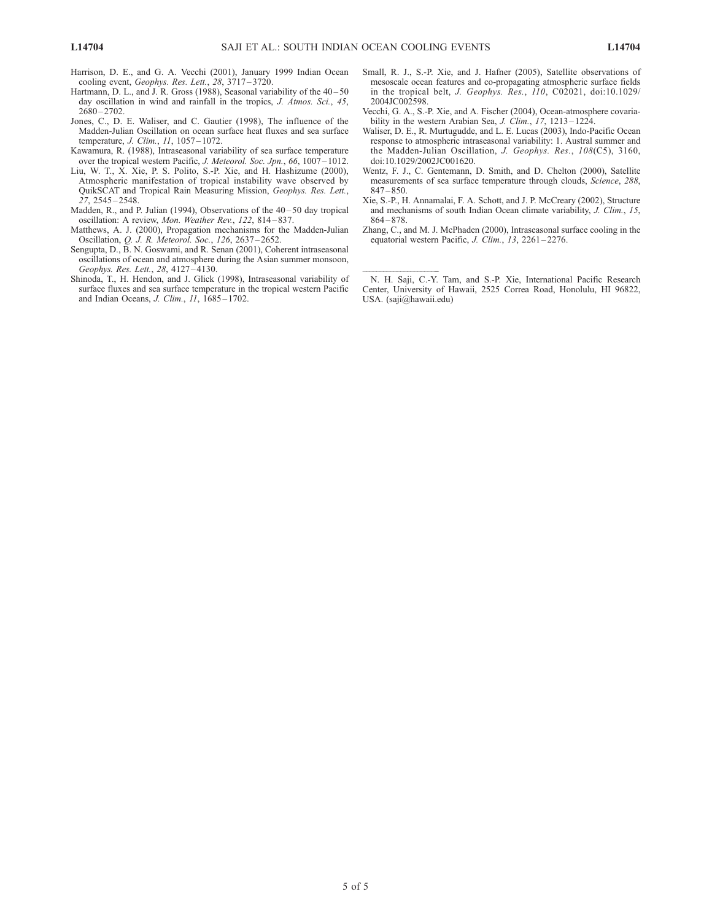Harrison, D. E., and G. A. Vecchi (2001), January 1999 Indian Ocean cooling event, *Geophys. Res. Lett.*, *28*, 3717–3720.

Hartmann, D. L., and J. R. Gross (1988), Seasonal variability of the 40–50 day oscillation in wind and rainfall in the tropics, *J. Atmos. Sci.*, *45*, 2680–2702.

Jones, C., D. E. Waliser, and C. Gautier (1998), The influence of the Madden-Julian Oscillation on ocean surface heat fluxes and sea surface temperature, *J. Clim.*, *11*, 1057–1072.

Kawamura, R. (1988), Intraseasonal variability of sea surface temperature over the tropical western Pacific, *J. Meteorol. Soc. Jpn.*, *66*, 1007–1012.

Liu, W. T., X. Xie, P. S. Polito, S.-P. Xie, and H. Hashizume (2000), Atmospheric manifestation of tropical instability wave observed by QuikSCAT and Tropical Rain Measuring Mission, *Geophys. Res. Lett.*, *27*, 2545–2548.

Madden, R., and P. Julian (1994), Observations of the 40–50 day tropical oscillation: A review, *Mon. Weather Rev.*, *122*, 814–837.

Matthews, A. J. (2000), Propagation mechanisms for the Madden-Julian Oscillation, *Q. J. R. Meteorol. Soc.*, *126*, 2637–2652.

Sengupta, D., B. N. Goswami, and R. Senan (2001), Coherent intraseasonal oscillations of ocean and atmosphere during the Asian summer monsoon, *Geophys. Res. Lett.*, *28*, 4127–4130.

Shinoda, T., H. Hendon, and J. Glick (1998), Intraseasonal variability of surface fluxes and sea surface temperature in the tropical western Pacific and Indian Oceans, *J. Clim.*, *11*, 1685–1702.

Small, R. J., S.-P. Xie, and J. Hafner (2005), Satellite observations of mesoscale ocean features and co-propagating atmospheric surface fields in the tropical belt, *J. Geophys. Res.*, *110*, C02021, doi:10.1029/2004JC002598.

Vecchi, G. A., S.-P. Xie, and A. Fischer (2004), Ocean-atmosphere covariability in the western Arabian Sea, *J. Clim.*, *17*, 1213–1224.

Waliser, D. E., R. Murtugudde, and L. E. Lucas (2003), Indo-Pacific Ocean response to atmospheric intraseasonal variability: 1. Austral summer and the Madden-Julian Oscillation, *J. Geophys. Res.*, *108*(C5), 3160, doi:10.1029/2002JC001620.

Wentz, F. J., C. Gentemann, D. Smith, and D. Chelton (2000), Satellite measurements of sea surface temperature through clouds, *Science*, *288*, 847–850.

Xie, S.-P., H. Annamalai, F. A. Schott, and J. P. McCreary (2002), Structure and mechanisms of south Indian Ocean climate variability, *J. Clim.*, *15*, 864–878.

Zhang, C., and M. J. McPhaden (2000), Intraseasonal surface cooling in the equatorial western Pacific, *J. Clim.*, *13*, 2261–2276.

---

N. H. Saji, C.-Y. Tam, and S.-P. Xie, International Pacific Research Center, University of Hawaii, 2525 Correa Road, Honolulu, HI 96822, USA. (saji@hawaii.edu)